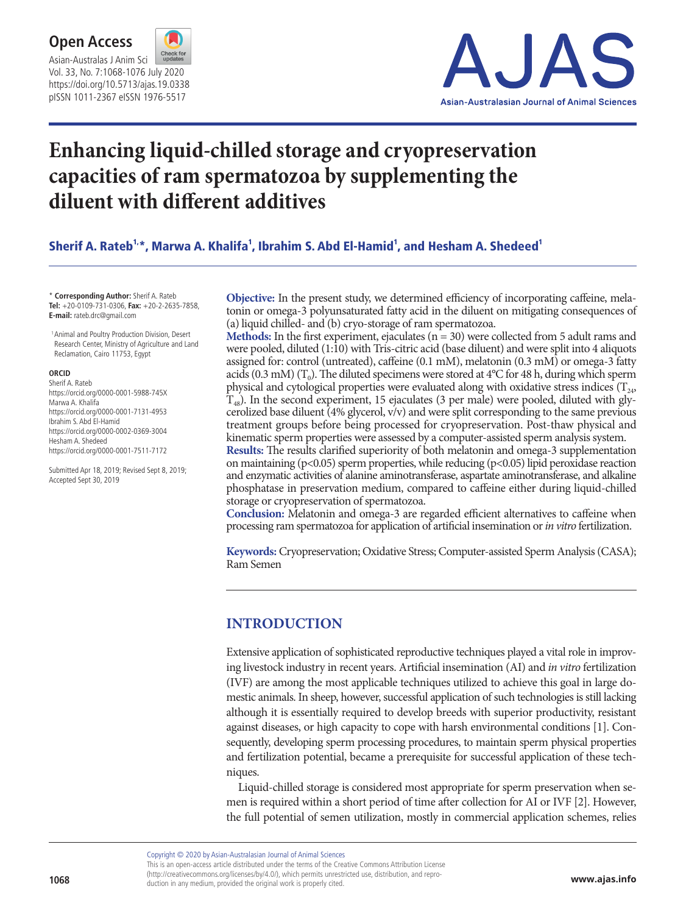# Enhancing liquid-chilled storage and cryopreservation capacities of ram spermatozoa by supplementing the diluent with different additives

**Sherif A. Rateb[1,*], Marwa A. Khalifa[1], Ibrahim S. Abd El-Hamid[1], and Hesham A. Shedeed[1]**

\* **Corresponding Author:** Sherif A. Rateb
**Tel:** +20-0109-731-0306, **Fax:** +20-2-2635-7858,
**E-mail:** rateb.drc@gmail.com

[1] Animal and Poultry Production Division, Desert Research Center, Ministry of Agriculture and Land Reclamation, Cairo 11753, Egypt

**ORCID**
Sherif A. Rateb
https://orcid.org/0000-0001-5988-745X
Marwa A. Khalifa
https://orcid.org/0000-0001-7131-4953
Ibrahim S. Abd El-Hamid
https://orcid.org/0000-0002-0369-3004
Hesham A. Shedeed
https://orcid.org/0000-0001-7511-7172

Submitted Apr 18, 2019; Revised Sept 8, 2019; Accepted Sept 30, 2019

**Objective:** In the present study, we determined efficiency of incorporating caffeine, melatonin or omega-3 polyunsaturated fatty acid in the diluent on mitigating consequences of (a) liquid chilled- and (b) cryo-storage of ram spermatozoa.
**Methods:** In the first experiment, ejaculates (n = 30) were collected from 5 adult rams and were pooled, diluted (1:10) with Tris-citric acid (base diluent) and were split into 4 aliquots assigned for: control (untreated), caffeine (0.1 mM), melatonin (0.3 mM) or omega-3 fatty acids (0.3 mM) ($T_0$). The diluted specimens were stored at 4°C for 48 h, during which sperm physical and cytological properties were evaluated along with oxidative stress indices ($T_{24}$, $T_{48}$). In the second experiment, 15 ejaculates (3 per male) were pooled, diluted with glycerolized base diluent (4% glycerol, v/v) and were split corresponding to the same previous treatment groups before being processed for cryopreservation. Post-thaw physical and kinematic sperm properties were assessed by a computer-assisted sperm analysis system.
**Results:** The results clarified superiority of both melatonin and omega-3 supplementation on maintaining ($p<0.05$) sperm properties, while reducing ($p<0.05$) lipid peroxidase reaction and enzymatic activities of alanine aminotransferase, aspartate aminotransferase, and alkaline phosphatase in preservation medium, compared to caffeine either during liquid-chilled storage or cryopreservation of spermatozoa.
**Conclusion:** Melatonin and omega-3 are regarded efficient alternatives to caffeine when processing ram spermatozoa for application of artificial insemination or *in vitro* fertilization.

**Keywords:** Cryopreservation; Oxidative Stress; Computer-assisted Sperm Analysis (CASA); Ram Semen

## INTRODUCTION

Extensive application of sophisticated reproductive techniques played a vital role in improving livestock industry in recent years. Artificial insemination (AI) and *in vitro* fertilization (IVF) are among the most applicable techniques utilized to achieve this goal in large domestic animals. In sheep, however, successful application of such technologies is still lacking although it is essentially required to develop breeds with superior productivity, resistant against diseases, or high capacity to cope with harsh environmental conditions [1]. Consequently, developing sperm processing procedures, to maintain sperm physical properties and fertilization potential, became a prerequisite for successful application of these techniques.

Liquid-chilled storage is considered most appropriate for sperm preservation when semen is required within a short period of time after collection for AI or IVF [2]. However, the full potential of semen utilization, mostly in commercial application schemes, relies

Copyright © 2020 by Asian-Australasian Journal of Animal Sciences
This is an open-access article distributed under the terms of the Creative Commons Attribution License (http://creativecommons.org/licenses/by/4.0/), which permits unrestricted use, distribution, and reproduction in any medium, provided the original work is properly cited.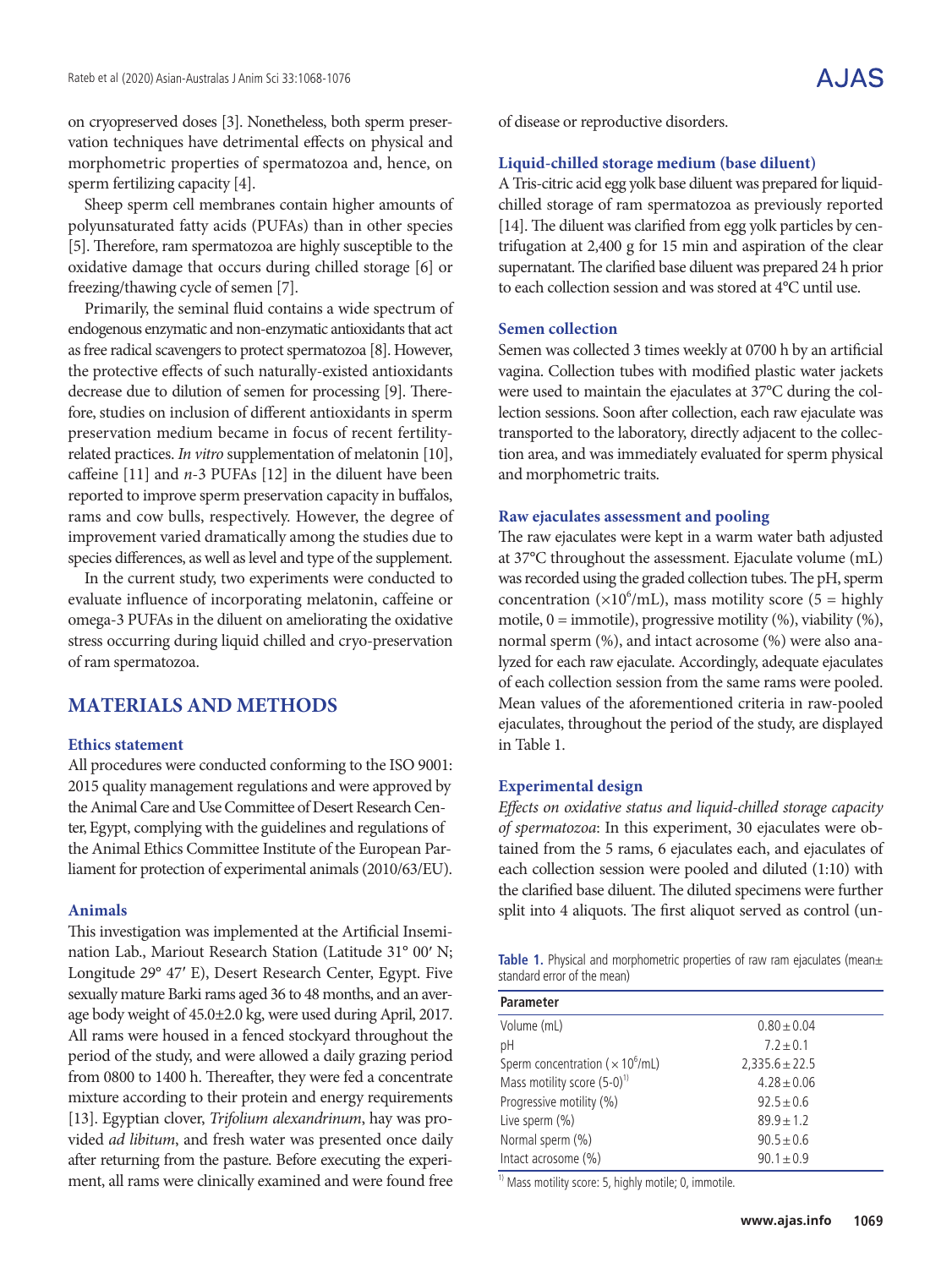on cryopreserved doses [3]. Nonetheless, both sperm preservation techniques have detrimental effects on physical and morphometric properties of spermatozoa and, hence, on sperm fertilizing capacity [4].

Sheep sperm cell membranes contain higher amounts of polyunsaturated fatty acids (PUFAs) than in other species [5]. Therefore, ram spermatozoa are highly susceptible to the oxidative damage that occurs during chilled storage [6] or freezing/thawing cycle of semen [7].

Primarily, the seminal fluid contains a wide spectrum of endogenous enzymatic and non-enzymatic antioxidants that act as free radical scavengers to protect spermatozoa [8]. However, the protective effects of such naturally-existed antioxidants decrease due to dilution of semen for processing [9]. Therefore, studies on inclusion of different antioxidants in sperm preservation medium became in focus of recent fertility-related practices. *In vitro* supplementation of melatonin [10], caffeine [11] and *n*-3 PUFAs [12] in the diluent have been reported to improve sperm preservation capacity in buffalos, rams and cow bulls, respectively. However, the degree of improvement varied dramatically among the studies due to species differences, as well as level and type of the supplement.

In the current study, two experiments were conducted to evaluate influence of incorporating melatonin, caffeine or omega-3 PUFAs in the diluent on ameliorating the oxidative stress occurring during liquid chilled and cryo-preservation of ram spermatozoa.

## MATERIALS AND METHODS

### Ethics statement

All procedures were conducted conforming to the ISO 9001: 2015 quality management regulations and were approved by the Animal Care and Use Committee of Desert Research Center, Egypt, complying with the guidelines and regulations of the Animal Ethics Committee Institute of the European Parliament for protection of experimental animals (2010/63/EU).

### Animals

This investigation was implemented at the Artificial Insemination Lab., Mariout Research Station (Latitude 31° 00′ N; Longitude 29° 47′ E), Desert Research Center, Egypt. Five sexually mature Barki rams aged 36 to 48 months, and an average body weight of 45.0±2.0 kg, were used during April, 2017. All rams were housed in a fenced stockyard throughout the period of the study, and were allowed a daily grazing period from 0800 to 1400 h. Thereafter, they were fed a concentrate mixture according to their protein and energy requirements [13]. Egyptian clover, *Trifolium alexandrinum*, hay was provided *ad libitum*, and fresh water was presented once daily after returning from the pasture. Before executing the experiment, all rams were clinically examined and were found free of disease or reproductive disorders.

### Liquid-chilled storage medium (base diluent)

A Tris-citric acid egg yolk base diluent was prepared for liquid-chilled storage of ram spermatozoa as previously reported [14]. The diluent was clarified from egg yolk particles by centrifugation at 2,400 g for 15 min and aspiration of the clear supernatant. The clarified base diluent was prepared 24 h prior to each collection session and was stored at 4°C until use.

### Semen collection

Semen was collected 3 times weekly at 0700 h by an artificial vagina. Collection tubes with modified plastic water jackets were used to maintain the ejaculates at 37°C during the collection sessions. Soon after collection, each raw ejaculate was transported to the laboratory, directly adjacent to the collection area, and was immediately evaluated for sperm physical and morphometric traits.

### Raw ejaculates assessment and pooling

The raw ejaculates were kept in a warm water bath adjusted at 37°C throughout the assessment. Ejaculate volume (mL) was recorded using the graded collection tubes. The pH, sperm concentration ($\times 10^6$/mL), mass motility score (5 = highly motile, 0 = immotile), progressive motility (%), viability (%), normal sperm (%), and intact acrosome (%) were also analyzed for each raw ejaculate. Accordingly, adequate ejaculates of each collection session from the same rams were pooled. Mean values of the aforementioned criteria in raw-pooled ejaculates, throughout the period of the study, are displayed in Table 1.

### Experimental design

*Effects on oxidative status and liquid-chilled storage capacity of spermatozoa*: In this experiment, 30 ejaculates were obtained from the 5 rams, 6 ejaculates each, and ejaculates of each collection session were pooled and diluted (1:10) with the clarified base diluent. The diluted specimens were further split into 4 aliquots. The first aliquot served as control (un-

**Table 1.** Physical and morphometric properties of raw ram ejaculates (mean± standard error of the mean)

| Parameter | |
|---|---|
| Volume (mL) | 0.80±0.04 |
| pH | 7.2±0.1 |
| Sperm concentration ($\times 10^6$/mL) | 2,335.6±22.5 |
| Mass motility score (5-0)[1)] | 4.28±0.06 |
| Progressive motility (%) | 92.5±0.6 |
| Live sperm (%) | 89.9±1.2 |
| Normal sperm (%) | 90.5±0.6 |
| Intact acrosome (%) | 90.1±0.9 |

[1)] Mass motility score: 5, highly motile; 0, immotile.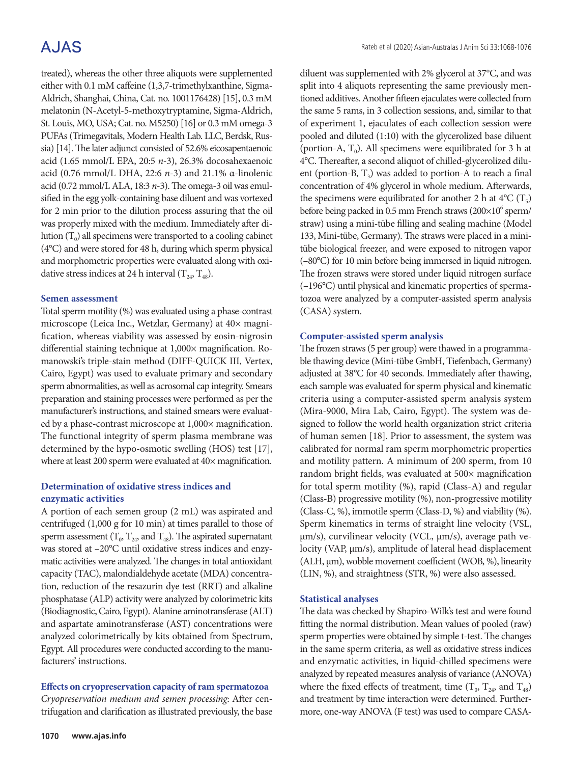treated), whereas the other three aliquots were supplemented either with 0.1 mM caffeine (1,3,7-trimethylxanthine, Sigma-Aldrich, Shanghai, China, Cat. no. 1001176428) [15], 0.3 mM melatonin (N-Acetyl-5-methoxytryptamine, Sigma-Aldrich, St. Louis, MO, USA; Cat. no. M5250) [16] or 0.3 mM omega-3 PUFAs (Trimegavitals, Modern Health Lab. LLC, Berdsk, Russia) [14]. The later adjunct consisted of 52.6% eicosapentaenoic acid (1.65 mmol/L EPA, 20:5 *n*-3), 26.3% docosahexaenoic acid (0.76 mmol/L DHA, 22:6 *n*-3) and 21.1% α-linolenic acid (0.72 mmol/L ALA, 18:3 *n*-3). The omega-3 oil was emulsified in the egg yolk-containing base diluent and was vortexed for 2 min prior to the dilution process assuring that the oil was properly mixed with the medium. Immediately after dilution ($T_0$) all specimens were transported to a cooling cabinet (4°C) and were stored for 48 h, during which sperm physical and morphometric properties were evaluated along with oxidative stress indices at 24 h interval ($T_{24}$, $T_{48}$).

#### Semen assessment

Total sperm motility (%) was evaluated using a phase-contrast microscope (Leica Inc., Wetzlar, Germany) at 40× magnification, whereas viability was assessed by eosin-nigrosin differential staining technique at 1,000× magnification. Romanowski's triple-stain method (DIFF-QUICK III, Vertex, Cairo, Egypt) was used to evaluate primary and secondary sperm abnormalities, as well as acrosomal cap integrity. Smears preparation and staining processes were performed as per the manufacturer's instructions, and stained smears were evaluated by a phase-contrast microscope at 1,000× magnification. The functional integrity of sperm plasma membrane was determined by the hypo-osmotic swelling (HOS) test [17], where at least 200 sperm were evaluated at 40× magnification.

#### Determination of oxidative stress indices and enzymatic activities

A portion of each semen group (2 mL) was aspirated and centrifuged (1,000 g for 10 min) at times parallel to those of sperm assessment ($T_0$, $T_{24}$, and $T_{48}$). The aspirated supernatant was stored at –20°C until oxidative stress indices and enzymatic activities were analyzed. The changes in total antioxidant capacity (TAC), malondialdehyde acetate (MDA) concentration, reduction of the resazurin dye test (RRT) and alkaline phosphatase (ALP) activity were analyzed by colorimetric kits (Biodiagnostic, Cairo, Egypt). Alanine aminotransferase (ALT) and aspartate aminotransferase (AST) concentrations were analyzed colorimetrically by kits obtained from Spectrum, Egypt. All procedures were conducted according to the manufacturers' instructions.

#### Effects on cryopreservation capacity of ram spermatozoa

*Cryopreservation medium and semen processing*: After centrifugation and clarification as illustrated previously, the base diluent was supplemented with 2% glycerol at 37°C, and was split into 4 aliquots representing the same previously mentioned additives. Another fifteen ejaculates were collected from the same 5 rams, in 3 collection sessions, and, similar to that of experiment 1, ejaculates of each collection session were pooled and diluted (1:10) with the glycerolized base diluent (portion-A, $T_0$). All specimens were equilibrated for 3 h at 4°C. Thereafter, a second aliquot of chilled-glycerolized diluent (portion-B, $T_3$) was added to portion-A to reach a final concentration of 4% glycerol in whole medium. Afterwards, the specimens were equilibrated for another 2 h at 4°C ($T_5$) before being packed in 0.5 mm French straws ($200\times10^6$ sperm/straw) using a mini-tübe filling and sealing machine (Model 133, Mini-tübe, Germany). The straws were placed in a mini-tübe biological freezer, and were exposed to nitrogen vapor (–80°C) for 10 min before being immersed in liquid nitrogen. The frozen straws were stored under liquid nitrogen surface (–196°C) until physical and kinematic properties of spermatozoa were analyzed by a computer-assisted sperm analysis (CASA) system.

#### Computer-assisted sperm analysis

The frozen straws (5 per group) were thawed in a programmable thawing device (Mini-tübe GmbH, Tiefenbach, Germany) adjusted at 38°C for 40 seconds. Immediately after thawing, each sample was evaluated for sperm physical and kinematic criteria using a computer-assisted sperm analysis system (Mira-9000, Mira Lab, Cairo, Egypt). The system was designed to follow the world health organization strict criteria of human semen [18]. Prior to assessment, the system was calibrated for normal ram sperm morphometric properties and motility pattern. A minimum of 200 sperm, from 10 random bright fields, was evaluated at 500× magnification for total sperm motility (%), rapid (Class-A) and regular (Class-B) progressive motility (%), non-progressive motility (Class-C, %), immotile sperm (Class-D, %) and viability (%). Sperm kinematics in terms of straight line velocity (VSL, μm/s), curvilinear velocity (VCL, μm/s), average path velocity (VAP, μm/s), amplitude of lateral head displacement (ALH, μm), wobble movement coefficient (WOB, %), linearity (LIN, %), and straightness (STR, %) were also assessed.

#### Statistical analyses

The data was checked by Shapiro-Wilk's test and were found fitting the normal distribution. Mean values of pooled (raw) sperm properties were obtained by simple t-test. The changes in the same sperm criteria, as well as oxidative stress indices and enzymatic activities, in liquid-chilled specimens were analyzed by repeated measures analysis of variance (ANOVA) where the fixed effects of treatment, time ($T_0$, $T_{24}$, and $T_{48}$) and treatment by time interaction were determined. Furthermore, one-way ANOVA (F test) was used to compare CASA-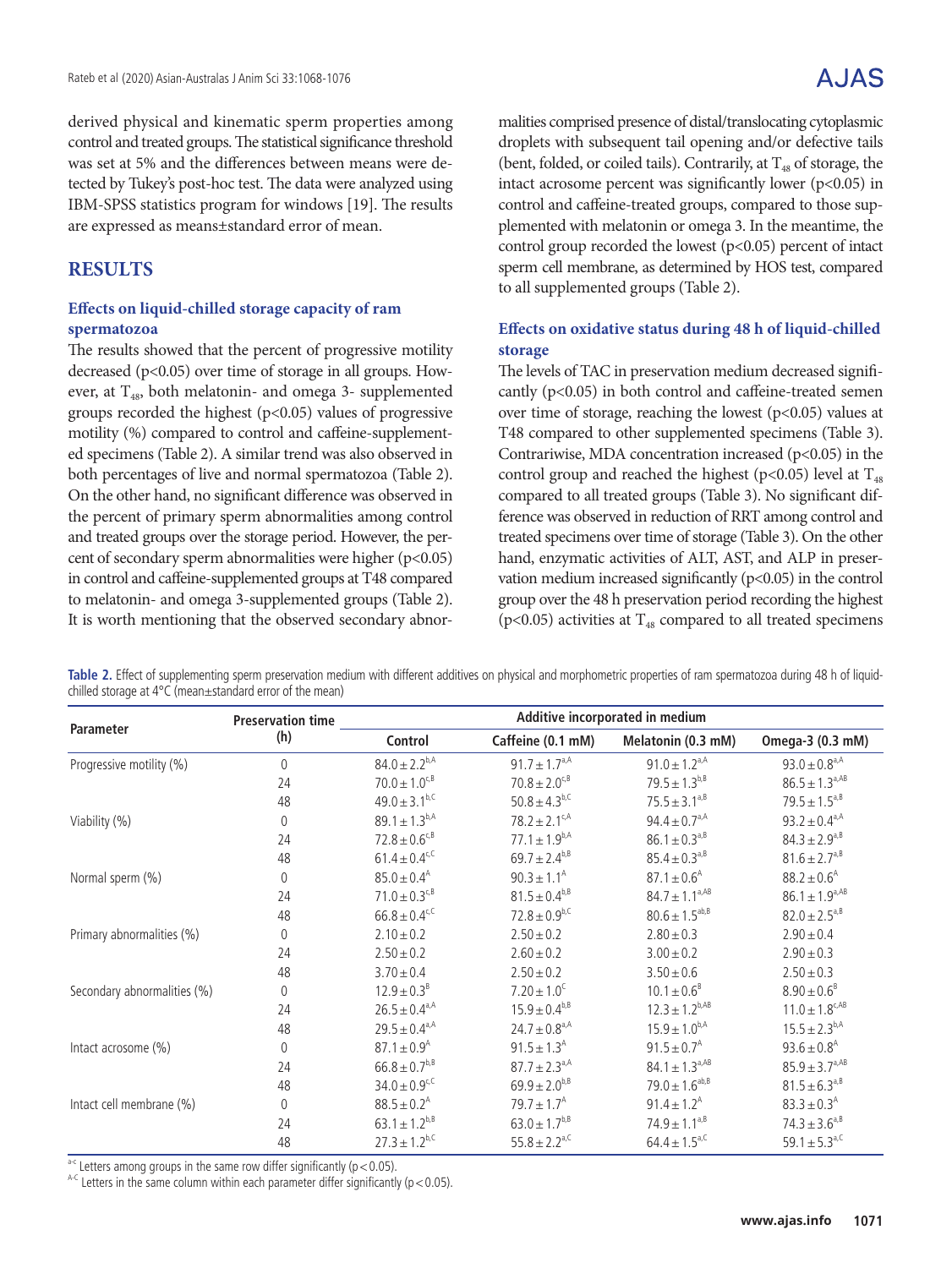derived physical and kinematic sperm properties among control and treated groups. The statistical significance threshold was set at 5% and the differences between means were detected by Tukey's post-hoc test. The data were analyzed using IBM-SPSS statistics program for windows [19]. The results are expressed as means±standard error of mean.

## RESULTS

### Effects on liquid-chilled storage capacity of ram spermatozoa

The results showed that the percent of progressive motility decreased ($p<0.05$) over time of storage in all groups. However, at $T_{48}$, both melatonin- and omega 3- supplemented groups recorded the highest ($p<0.05$) values of progressive motility (%) compared to control and caffeine-supplemented specimens (Table 2). A similar trend was also observed in both percentages of live and normal spermatozoa (Table 2). On the other hand, no significant difference was observed in the percent of primary sperm abnormalities among control and treated groups over the storage period. However, the percent of secondary sperm abnormalities were higher ($p<0.05$) in control and caffeine-supplemented groups at T48 compared to melatonin- and omega 3-supplemented groups (Table 2). It is worth mentioning that the observed secondary abnormalities comprised presence of distal/translocating cytoplasmic droplets with subsequent tail opening and/or defective tails (bent, folded, or coiled tails). Contrarily, at $T_{48}$ of storage, the intact acrosome percent was significantly lower ($p<0.05$) in control and caffeine-treated groups, compared to those supplemented with melatonin or omega 3. In the meantime, the control group recorded the lowest ($p<0.05$) percent of intact sperm cell membrane, as determined by HOS test, compared to all supplemented groups (Table 2).

### Effects on oxidative status during 48 h of liquid-chilled storage

The levels of TAC in preservation medium decreased significantly ($p<0.05$) in both control and caffeine-treated semen over time of storage, reaching the lowest ($p<0.05$) values at T48 compared to other supplemented specimens (Table 3). Contrariwise, MDA concentration increased ($p<0.05$) in the control group and reached the highest ($p<0.05$) level at $T_{48}$ compared to all treated groups (Table 3). No significant difference was observed in reduction of RRT among control and treated specimens over time of storage (Table 3). On the other hand, enzymatic activities of ALT, AST, and ALP in preservation medium increased significantly ($p<0.05$) in the control group over the 48 h preservation period recording the highest ($p<0.05$) activities at $T_{48}$ compared to all treated specimens

**Table 2.** Effect of supplementing sperm preservation medium with different additives on physical and morphometric properties of ram spermatozoa during 48 h of liquid-chilled storage at 4°C (mean±standard error of the mean)

| Parameter | Preservation time (h) | Additive incorporated in medium | | | |
|---|---|---|---|---|---|
| | | Control | Caffeine (0.1 mM) | Melatonin (0.3 mM) | Omega-3 (0.3 mM) |
| Progressive motility (%) | 0 | $84.0\pm2.2^{b,A}$ | $91.7\pm1.7^{a,A}$ | $91.0\pm1.2^{a,A}$ | $93.0\pm0.8^{a,A}$ |
| | 24 | $70.0\pm1.0^{c,B}$ | $70.8\pm2.0^{c,B}$ | $79.5\pm1.3^{b,B}$ | $86.5\pm1.3^{a,AB}$ |
| | 48 | $49.0\pm3.1^{b,C}$ | $50.8\pm4.3^{b,C}$ | $75.5\pm3.1^{a,B}$ | $79.5\pm1.5^{a,B}$ |
| Viability (%) | 0 | $89.1\pm1.3^{b,A}$ | $78.2\pm2.1^{c,A}$ | $94.4\pm0.7^{a,A}$ | $93.2\pm0.4^{a,A}$ |
| | 24 | $72.8\pm0.6^{c,B}$ | $77.1\pm1.9^{b,A}$ | $86.1\pm0.3^{a,B}$ | $84.3\pm2.9^{a,B}$ |
| | 48 | $61.4\pm0.4^{c,C}$ | $69.7\pm2.4^{b,B}$ | $85.4\pm0.3^{a,B}$ | $81.6\pm2.7^{a,B}$ |
| Normal sperm (%) | 0 | $85.0\pm0.4^{A}$ | $90.3\pm1.1^{A}$ | $87.1\pm0.6^{A}$ | $88.2\pm0.6^{A}$ |
| | 24 | $71.0\pm0.3^{c,B}$ | $81.5\pm0.4^{b,B}$ | $84.7\pm1.1^{a,AB}$ | $86.1\pm1.9^{a,AB}$ |
| | 48 | $66.8\pm0.4^{c,C}$ | $72.8\pm0.9^{b,C}$ | $80.6\pm1.5^{ab,B}$ | $82.0\pm2.5^{a,B}$ |
| Primary abnormalities (%) | 0 | $2.10\pm0.2$ | $2.50\pm0.2$ | $2.80\pm0.3$ | $2.90\pm0.4$ |
| | 24 | $2.50\pm0.2$ | $2.60\pm0.2$ | $3.00\pm0.2$ | $2.90\pm0.3$ |
| | 48 | $3.70\pm0.4$ | $2.50\pm0.2$ | $3.50\pm0.6$ | $2.50\pm0.3$ |
| Secondary abnormalities (%) | 0 | $12.9\pm0.3^{B}$ | $7.20\pm1.0^{C}$ | $10.1\pm0.6^{B}$ | $8.90\pm0.6^{B}$ |
| | 24 | $26.5\pm0.4^{a,A}$ | $15.9\pm0.4^{b,B}$ | $12.3\pm1.2^{b,AB}$ | $11.0\pm1.8^{c,AB}$ |
| | 48 | $29.5\pm0.4^{a,A}$ | $24.7\pm0.8^{a,A}$ | $15.9\pm1.0^{b,A}$ | $15.5\pm2.3^{b,A}$ |
| Intact acrosome (%) | 0 | $87.1\pm0.9^{A}$ | $91.5\pm1.3^{A}$ | $91.5\pm0.7^{A}$ | $93.6\pm0.8^{A}$ |
| | 24 | $66.8\pm0.7^{b,B}$ | $87.7\pm2.3^{a,A}$ | $84.1\pm1.3^{a,AB}$ | $85.9\pm3.7^{a,AB}$ |
| | 48 | $34.0\pm0.9^{c,C}$ | $69.9\pm2.0^{b,B}$ | $79.0\pm1.6^{ab,B}$ | $81.5\pm6.3^{a,B}$ |
| Intact cell membrane (%) | 0 | $88.5\pm0.2^{A}$ | $79.7\pm1.7^{A}$ | $91.4\pm1.2^{A}$ | $83.3\pm0.3^{A}$ |
| | 24 | $63.1\pm1.2^{b,B}$ | $63.0\pm1.7^{b,B}$ | $74.9\pm1.1^{a,B}$ | $74.3\pm3.6^{a,B}$ |
| | 48 | $27.3\pm1.2^{b,C}$ | $55.8\pm2.2^{a,C}$ | $64.4\pm1.5^{a,C}$ | $59.1\pm5.3^{a,C}$ |

a-c Letters among groups in the same row differ significantly ($p<0.05$).
A-C Letters in the same column within each parameter differ significantly ($p<0.05$).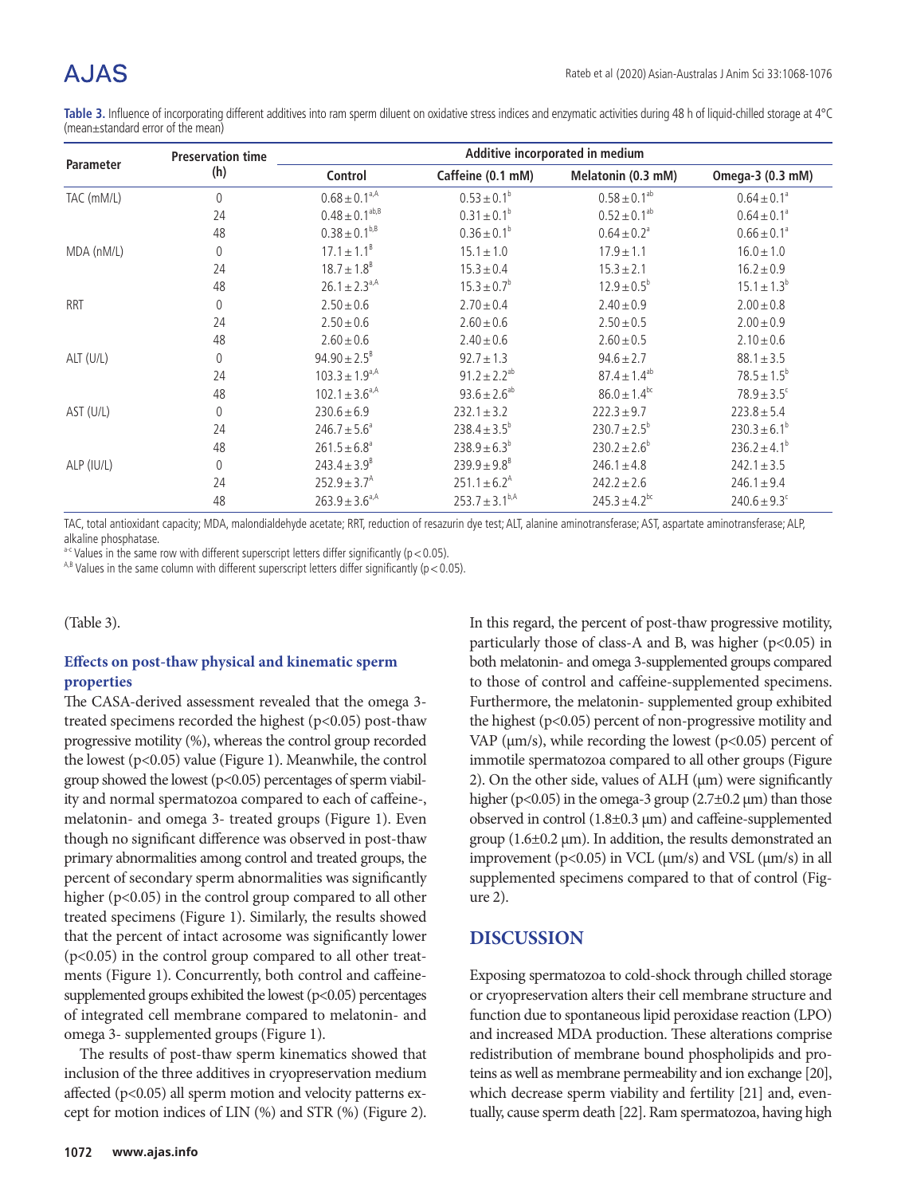**Table 3.** Influence of incorporating different additives into ram sperm diluent on oxidative stress indices and enzymatic activities during 48 h of liquid-chilled storage at 4°C (mean±standard error of the mean)

| Parameter | Preservation time (h) | Additive incorporated in medium | | | |
|---|---|---|---|---|---|
| | | Control | Caffeine (0.1 mM) | Melatonin (0.3 mM) | Omega-3 (0.3 mM) |
| TAC (mM/L) | 0 | $0.68 \pm 0.1^{a,A}$ | $0.53 \pm 0.1^{b}$ | $0.58 \pm 0.1^{ab}$ | $0.64 \pm 0.1^{a}$ |
| | 24 | $0.48 \pm 0.1^{ab,B}$ | $0.31 \pm 0.1^{b}$ | $0.52 \pm 0.1^{ab}$ | $0.64 \pm 0.1^{a}$ |
| | 48 | $0.38 \pm 0.1^{b,B}$ | $0.36 \pm 0.1^{b}$ | $0.64 \pm 0.2^{a}$ | $0.66 \pm 0.1^{a}$ |
| MDA (nM/L) | 0 | $17.1 \pm 1.1^{B}$ | $15.1 \pm 1.0$ | $17.9 \pm 1.1$ | $16.0 \pm 1.0$ |
| | 24 | $18.7 \pm 1.8^{B}$ | $15.3 \pm 0.4$ | $15.3 \pm 2.1$ | $16.2 \pm 0.9$ |
| | 48 | $26.1 \pm 2.3^{a,A}$ | $15.3 \pm 0.7^{b}$ | $12.9 \pm 0.5^{b}$ | $15.1 \pm 1.3^{b}$ |
| RRT | 0 | $2.50 \pm 0.6$ | $2.70 \pm 0.4$ | $2.40 \pm 0.9$ | $2.00 \pm 0.8$ |
| | 24 | $2.50 \pm 0.6$ | $2.60 \pm 0.6$ | $2.50 \pm 0.5$ | $2.00 \pm 0.9$ |
| | 48 | $2.60 \pm 0.6$ | $2.40 \pm 0.6$ | $2.60 \pm 0.5$ | $2.10 \pm 0.6$ |
| ALT (U/L) | 0 | $94.90 \pm 2.5^{B}$ | $92.7 \pm 1.3$ | $94.6 \pm 2.7$ | $88.1 \pm 3.5$ |
| | 24 | $103.3 \pm 1.9^{a,A}$ | $91.2 \pm 2.2^{ab}$ | $87.4 \pm 1.4^{ab}$ | $78.5 \pm 1.5^{b}$ |
| | 48 | $102.1 \pm 3.6^{a,A}$ | $93.6 \pm 2.6^{ab}$ | $86.0 \pm 1.4^{bc}$ | $78.9 \pm 3.5^{c}$ |
| AST (U/L) | 0 | $230.6 \pm 6.9$ | $232.1 \pm 3.2$ | $222.3 \pm 9.7$ | $223.8 \pm 5.4$ |
| | 24 | $246.7 \pm 5.6^{a}$ | $238.4 \pm 3.5^{b}$ | $230.7 \pm 2.5^{b}$ | $230.3 \pm 6.1^{b}$ |
| | 48 | $261.5 \pm 6.8^{a}$ | $238.9 \pm 6.3^{b}$ | $230.2 \pm 2.6^{b}$ | $236.2 \pm 4.1^{b}$ |
| ALP (IU/L) | 0 | $243.4 \pm 3.9^{B}$ | $239.9 \pm 9.8^{B}$ | $246.1 \pm 4.8$ | $242.1 \pm 3.5$ |
| | 24 | $252.9 \pm 3.7^{A}$ | $251.1 \pm 6.2^{A}$ | $242.2 \pm 2.6$ | $246.1 \pm 9.4$ |
| | 48 | $263.9 \pm 3.6^{a,A}$ | $253.7 \pm 3.1^{b,A}$ | $245.3 \pm 4.2^{bc}$ | $240.6 \pm 9.3^{c}$ |

TAC, total antioxidant capacity; MDA, malondialdehyde acetate; RRT, reduction of resazurin dye test; ALT, alanine aminotransferase; AST, aspartate aminotransferase; ALP, alkaline phosphatase.

a-c Values in the same row with different superscript letters differ significantly ($p < 0.05$).

A,B Values in the same column with different superscript letters differ significantly ($p < 0.05$).

(Table 3).

### Effects on post-thaw physical and kinematic sperm properties

The CASA-derived assessment revealed that the omega 3-treated specimens recorded the highest ($p<0.05$) post-thaw progressive motility (%), whereas the control group recorded the lowest ($p<0.05$) value (Figure 1). Meanwhile, the control group showed the lowest ($p<0.05$) percentages of sperm viability and normal spermatozoa compared to each of caffeine-, melatonin- and omega 3- treated groups (Figure 1). Even though no significant difference was observed in post-thaw primary abnormalities among control and treated groups, the percent of secondary sperm abnormalities was significantly higher ($p<0.05$) in the control group compared to all other treated specimens (Figure 1). Similarly, the results showed that the percent of intact acrosome was significantly lower ($p<0.05$) in the control group compared to all other treatments (Figure 1). Concurrently, both control and caffeine-supplemented groups exhibited the lowest ($p<0.05$) percentages of integrated cell membrane compared to melatonin- and omega 3- supplemented groups (Figure 1).

The results of post-thaw sperm kinematics showed that inclusion of the three additives in cryopreservation medium affected ($p<0.05$) all sperm motion and velocity patterns except for motion indices of LIN (%) and STR (%) (Figure 2). In this regard, the percent of post-thaw progressive motility, particularly those of class-A and B, was higher ($p<0.05$) in both melatonin- and omega 3-supplemented groups compared to those of control and caffeine-supplemented specimens. Furthermore, the melatonin- supplemented group exhibited the highest ($p<0.05$) percent of non-progressive motility and VAP (μm/s), while recording the lowest ($p<0.05$) percent of immotile spermatozoa compared to all other groups (Figure 2). On the other side, values of ALH (μm) were significantly higher ($p<0.05$) in the omega-3 group (2.7±0.2 μm) than those observed in control (1.8±0.3 μm) and caffeine-supplemented group (1.6±0.2 μm). In addition, the results demonstrated an improvement ($p<0.05$) in VCL (μm/s) and VSL (μm/s) in all supplemented specimens compared to that of control (Figure 2).

## DISCUSSION

Exposing spermatozoa to cold-shock through chilled storage or cryopreservation alters their cell membrane structure and function due to spontaneous lipid peroxidase reaction (LPO) and increased MDA production. These alterations comprise redistribution of membrane bound phospholipids and proteins as well as membrane permeability and ion exchange [20], which decrease sperm viability and fertility [21] and, eventually, cause sperm death [22]. Ram spermatozoa, having high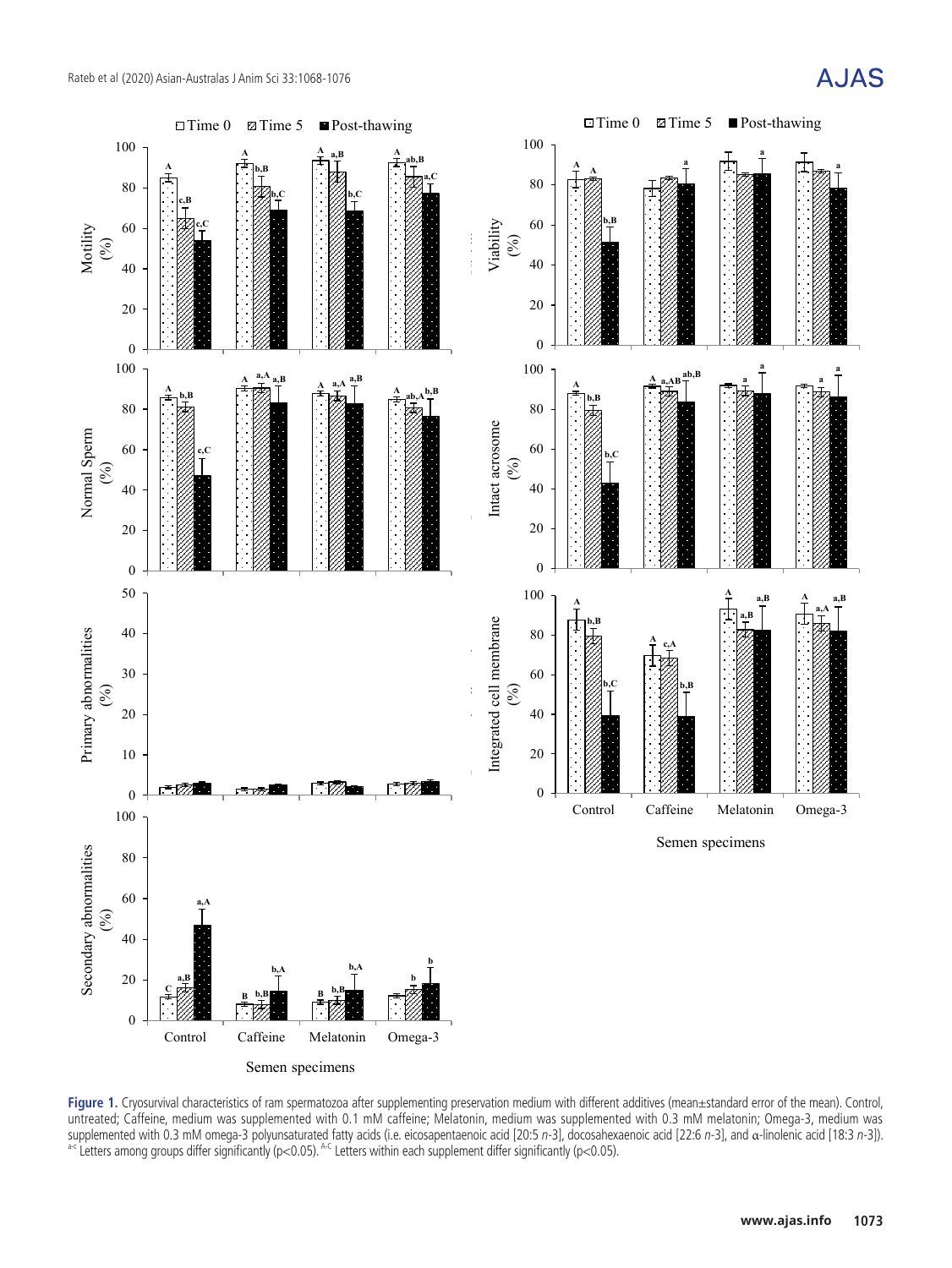**Figure 1.** Cryosurvival characteristics of ram spermatozoa after supplementing preservation medium with different additives (mean±standard error of the mean). Control, untreated; Caffeine, medium was supplemented with 0.1 mM caffeine; Melatonin, medium was supplemented with 0.3 mM melatonin; Omega-3, medium was supplemented with 0.3 mM omega-3 polyunsaturated fatty acids (i.e. eicosapentaenoic acid [20:5 *n*-3], docosahexaenoic acid [22:6 *n*-3], and α-linolenic acid [18:3 *n*-3]). [a-c] Letters among groups differ significantly (p<0.05). [A-C] Letters within each supplement differ significantly (p<0.05).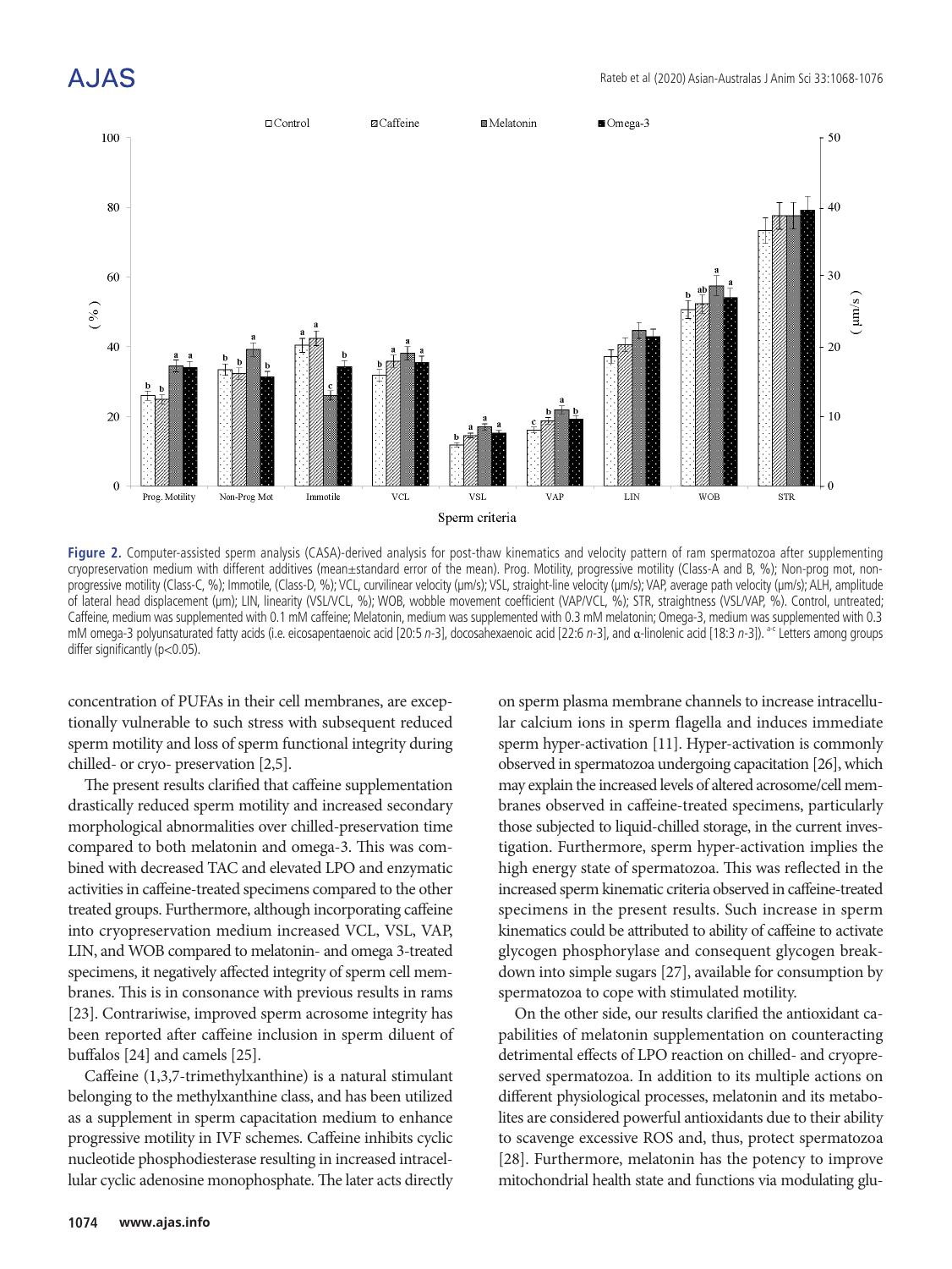**Figure 2.** Computer-assisted sperm analysis (CASA)-derived analysis for post-thaw kinematics and velocity pattern of ram spermatozoa after supplementing cryopreservation medium with different additives (mean±standard error of the mean). Prog. Motility, progressive motility (Class-A and B, %); Non-prog mot, non-progressive motility (Class-C, %); Immotile, (Class-D, %); VCL, curvilinear velocity (μm/s); VSL, straight-line velocity (μm/s); VAP, average path velocity (μm/s); ALH, amplitude of lateral head displacement (μm); LIN, linearity (VSL/VCL, %); WOB, wobble movement coefficient (VAP/VCL, %); STR, straightness (VSL/VAP, %). Control, untreated; Caffeine, medium was supplemented with 0.1 mM caffeine; Melatonin, medium was supplemented with 0.3 mM melatonin; Omega-3, medium was supplemented with 0.3 mM omega-3 polyunsaturated fatty acids (i.e. eicosapentaenoic acid [20:5 *n*-3], docosahexaenoic acid [22:6 *n*-3], and α-linolenic acid [18:3 *n*-3]). [a-c] Letters among groups differ significantly ($p<0.05$).

concentration of PUFAs in their cell membranes, are exceptionally vulnerable to such stress with subsequent reduced sperm motility and loss of sperm functional integrity during chilled- or cryo- preservation [2,5].

The present results clarified that caffeine supplementation drastically reduced sperm motility and increased secondary morphological abnormalities over chilled-preservation time compared to both melatonin and omega-3. This was combined with decreased TAC and elevated LPO and enzymatic activities in caffeine-treated specimens compared to the other treated groups. Furthermore, although incorporating caffeine into cryopreservation medium increased VCL, VSL, VAP, LIN, and WOB compared to melatonin- and omega 3-treated specimens, it negatively affected integrity of sperm cell membranes. This is in consonance with previous results in rams [23]. Contrariwise, improved sperm acrosome integrity has been reported after caffeine inclusion in sperm diluent of buffalos [24] and camels [25].

Caffeine (1,3,7-trimethylxanthine) is a natural stimulant belonging to the methylxanthine class, and has been utilized as a supplement in sperm capacitation medium to enhance progressive motility in IVF schemes. Caffeine inhibits cyclic nucleotide phosphodiesterase resulting in increased intracellular cyclic adenosine monophosphate. The later acts directly on sperm plasma membrane channels to increase intracellular calcium ions in sperm flagella and induces immediate sperm hyper-activation [11]. Hyper-activation is commonly observed in spermatozoa undergoing capacitation [26], which may explain the increased levels of altered acrosome/cell membranes observed in caffeine-treated specimens, particularly those subjected to liquid-chilled storage, in the current investigation. Furthermore, sperm hyper-activation implies the high energy state of spermatozoa. This was reflected in the increased sperm kinematic criteria observed in caffeine-treated specimens in the present results. Such increase in sperm kinematics could be attributed to ability of caffeine to activate glycogen phosphorylase and consequent glycogen breakdown into simple sugars [27], available for consumption by spermatozoa to cope with stimulated motility.

On the other side, our results clarified the antioxidant capabilities of melatonin supplementation on counteracting detrimental effects of LPO reaction on chilled- and cryopreserved spermatozoa. In addition to its multiple actions on different physiological processes, melatonin and its metabolites are considered powerful antioxidants due to their ability to scavenge excessive ROS and, thus, protect spermatozoa [28]. Furthermore, melatonin has the potency to improve mitochondrial health state and functions via modulating glu-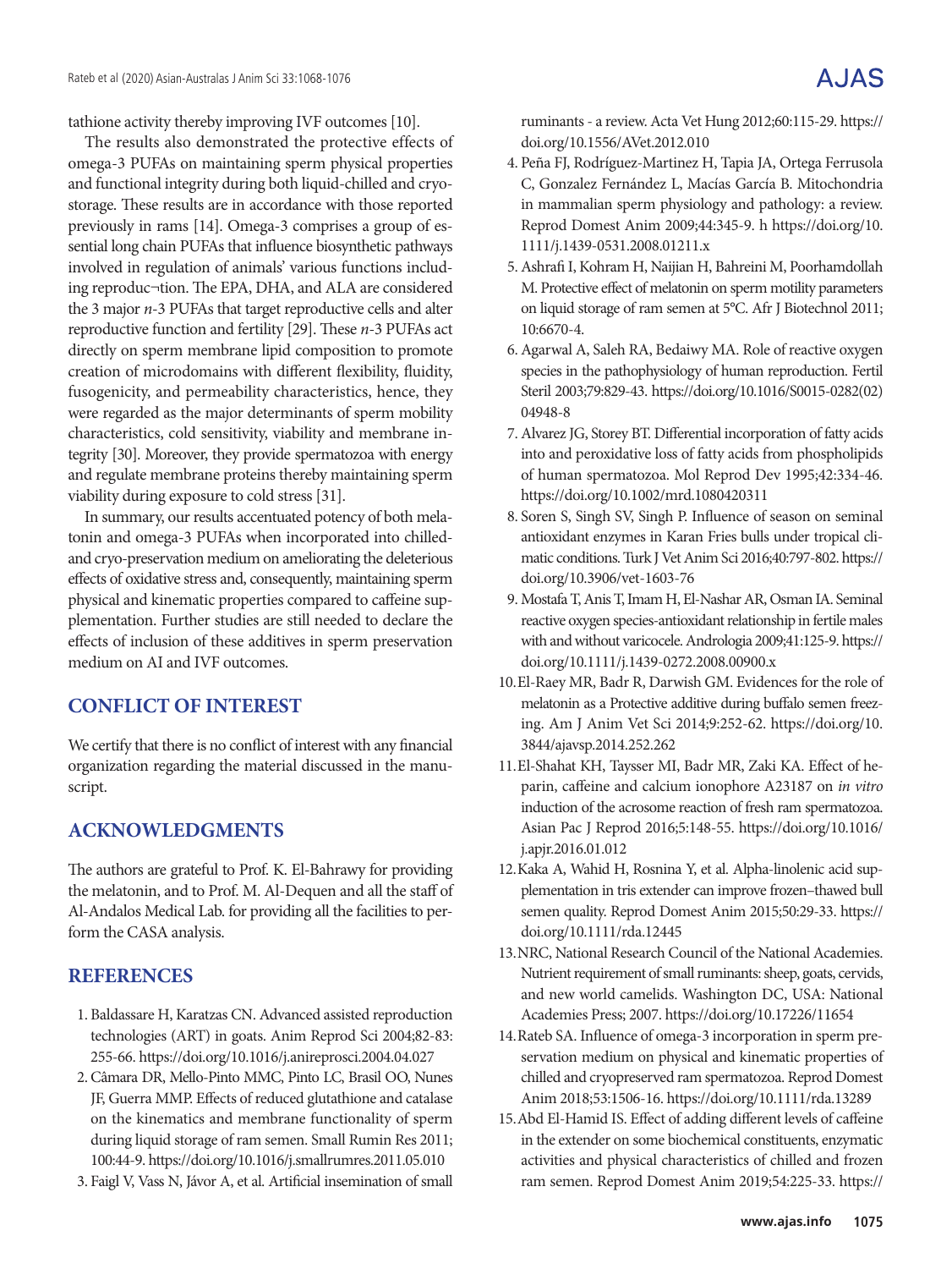tathione activity thereby improving IVF outcomes [10].

The results also demonstrated the protective effects of omega-3 PUFAs on maintaining sperm physical properties and functional integrity during both liquid-chilled and cryostorage. These results are in accordance with those reported previously in rams [14]. Omega-3 comprises a group of essential long chain PUFAs that influence biosynthetic pathways involved in regulation of animals' various functions including reproduc¬tion. The EPA, DHA, and ALA are considered the 3 major *n*-3 PUFAs that target reproductive cells and alter reproductive function and fertility [29]. These *n*-3 PUFAs act directly on sperm membrane lipid composition to promote creation of microdomains with different flexibility, fluidity, fusogenicity, and permeability characteristics, hence, they were regarded as the major determinants of sperm mobility characteristics, cold sensitivity, viability and membrane integrity [30]. Moreover, they provide spermatozoa with energy and regulate membrane proteins thereby maintaining sperm viability during exposure to cold stress [31].

In summary, our results accentuated potency of both melatonin and omega-3 PUFAs when incorporated into chilled- and cryo-preservation medium on ameliorating the deleterious effects of oxidative stress and, consequently, maintaining sperm physical and kinematic properties compared to caffeine supplementation. Further studies are still needed to declare the effects of inclusion of these additives in sperm preservation medium on AI and IVF outcomes.

## CONFLICT OF INTEREST

We certify that there is no conflict of interest with any financial organization regarding the material discussed in the manuscript.

## ACKNOWLEDGMENTS

The authors are grateful to Prof. K. El-Bahrawy for providing the melatonin, and to Prof. M. Al-Dequen and all the staff of Al-Andalos Medical Lab. for providing all the facilities to perform the CASA analysis.

## REFERENCES

1. Baldassare H, Karatzas CN. Advanced assisted reproduction technologies (ART) in goats. Anim Reprod Sci 2004;82-83:255-66. https://doi.org/10.1016/j.anireprosci.2004.04.027
2. Câmara DR, Mello-Pinto MMC, Pinto LC, Brasil OO, Nunes JF, Guerra MMP. Effects of reduced glutathione and catalase on the kinematics and membrane functionality of sperm during liquid storage of ram semen. Small Rumin Res 2011;100:44-9. https://doi.org/10.1016/j.smallrumres.2011.05.010
3. Faigl V, Vass N, Jávor A, et al. Artificial insemination of small ruminants - a review. Acta Vet Hung 2012;60:115-29. https://doi.org/10.1556/AVet.2012.010
4. Peña FJ, Rodríguez-Martinez H, Tapia JA, Ortega Ferrusola C, Gonzalez Fernández L, Macías García B. Mitochondria in mammalian sperm physiology and pathology: a review. Reprod Domest Anim 2009;44:345-9. h https://doi.org/10.1111/j.1439-0531.2008.01211.x
5. Ashrafi I, Kohram H, Naijian H, Bahreini M, Poorhamdollah M. Protective effect of melatonin on sperm motility parameters on liquid storage of ram semen at 5°C. Afr J Biotechnol 2011;10:6670-4.
6. Agarwal A, Saleh RA, Bedaiwy MA. Role of reactive oxygen species in the pathophysiology of human reproduction. Fertil Steril 2003;79:829-43. https://doi.org/10.1016/S0015-0282(02)04948-8
7. Alvarez JG, Storey BT. Differential incorporation of fatty acids into and peroxidative loss of fatty acids from phospholipids of human spermatozoa. Mol Reprod Dev 1995;42:334-46. https://doi.org/10.1002/mrd.1080420311
8. Soren S, Singh SV, Singh P. Influence of season on seminal antioxidant enzymes in Karan Fries bulls under tropical climatic conditions. Turk J Vet Anim Sci 2016;40:797-802. https://doi.org/10.3906/vet-1603-76
9. Mostafa T, Anis T, Imam H, El-Nashar AR, Osman IA. Seminal reactive oxygen species-antioxidant relationship in fertile males with and without varicocele. Andrologia 2009;41:125-9. https://doi.org/10.1111/j.1439-0272.2008.00900.x
10. El-Raey MR, Badr R, Darwish GM. Evidences for the role of melatonin as a Protective additive during buffalo semen freezing. Am J Anim Vet Sci 2014;9:252-62. https://doi.org/10.3844/ajavsp.2014.252.262
11. El-Shahat KH, Taysser MI, Badr MR, Zaki KA. Effect of heparin, caffeine and calcium ionophore A23187 on *in vitro* induction of the acrosome reaction of fresh ram spermatozoa. Asian Pac J Reprod 2016;5:148-55. https://doi.org/10.1016/j.apjr.2016.01.012
12. Kaka A, Wahid H, Rosnina Y, et al. Alpha-linolenic acid supplementation in tris extender can improve frozen–thawed bull semen quality. Reprod Domest Anim 2015;50:29-33. https://doi.org/10.1111/rda.12445
13. NRC, National Research Council of the National Academies. Nutrient requirement of small ruminants: sheep, goats, cervids, and new world camelids. Washington DC, USA: National Academies Press; 2007. https://doi.org/10.17226/11654
14. Rateb SA. Influence of omega-3 incorporation in sperm preservation medium on physical and kinematic properties of chilled and cryopreserved ram spermatozoa. Reprod Domest Anim 2018;53:1506-16. https://doi.org/10.1111/rda.13289
15. Abd El-Hamid IS. Effect of adding different levels of caffeine in the extender on some biochemical constituents, enzymatic activities and physical characteristics of chilled and frozen ram semen. Reprod Domest Anim 2019;54:225-33. https://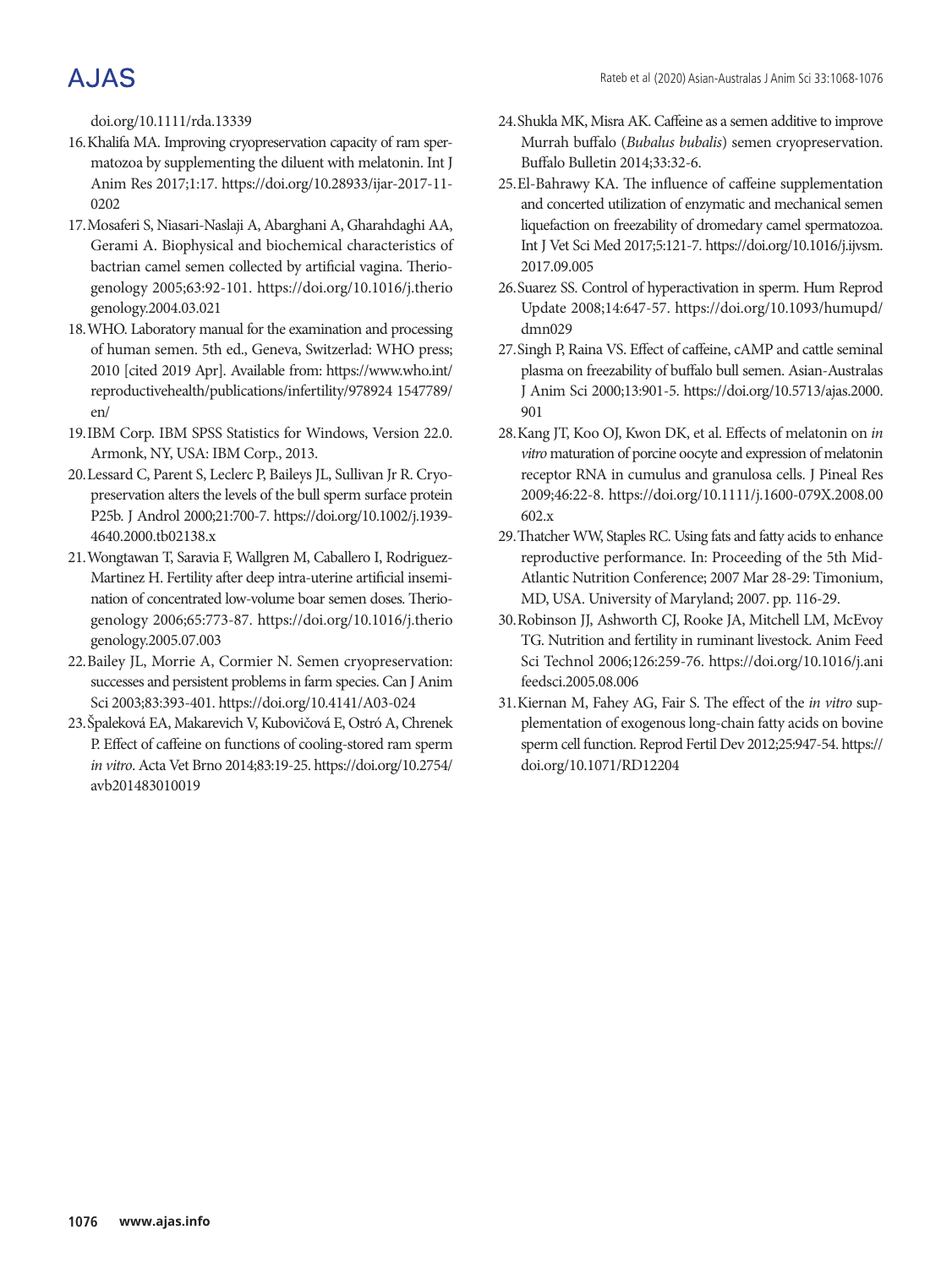doi.org/10.1111/rda.13339

16. Khalifa MA. Improving cryopreservation capacity of ram spermatozoa by supplementing the diluent with melatonin. Int J Anim Res 2017;1:17. https://doi.org/10.28933/ijar-2017-11-0202
17. Mosaferi S, Niasari-Naslaji A, Abarghani A, Gharahdaghi AA, Gerami A. Biophysical and biochemical characteristics of bactrian camel semen collected by artificial vagina. Theriogenology 2005;63:92-101. https://doi.org/10.1016/j.theriogenology.2004.03.021
18. WHO. Laboratory manual for the examination and processing of human semen. 5th ed., Geneva, Switzerlad: WHO press; 2010 [cited 2019 Apr]. Available from: https://www.who.int/reproductivehealth/publications/infertility/978924 1547789/en/
19. IBM Corp. IBM SPSS Statistics for Windows, Version 22.0. Armonk, NY, USA: IBM Corp., 2013.
20. Lessard C, Parent S, Leclerc P, Baileys JL, Sullivan Jr R. Cryopreservation alters the levels of the bull sperm surface protein P25b. J Androl 2000;21:700-7. https://doi.org/10.1002/j.1939-4640.2000.tb02138.x
21. Wongtawan T, Saravia F, Wallgren M, Caballero I, Rodriguez-Martinez H. Fertility after deep intra-uterine artificial insemination of concentrated low-volume boar semen doses. Theriogenology 2006;65:773-87. https://doi.org/10.1016/j.theriogenology.2005.07.003
22. Bailey JL, Morrie A, Cormier N. Semen cryopreservation: successes and persistent problems in farm species. Can J Anim Sci 2003;83:393-401. https://doi.org/10.4141/A03-024
23. Špaleková EA, Makarevich V, Kubovičová E, Ostró A, Chrenek P. Effect of caffeine on functions of cooling-stored ram sperm *in vitro*. Acta Vet Brno 2014;83:19-25. https://doi.org/10.2754/avb201483010019
24. Shukla MK, Misra AK. Caffeine as a semen additive to improve Murrah buffalo (*Bubalus bubalis*) semen cryopreservation. Buffalo Bulletin 2014;33:32-6.
25. El-Bahrawy KA. The influence of caffeine supplementation and concerted utilization of enzymatic and mechanical semen liquefaction on freezability of dromedary camel spermatozoa. Int J Vet Sci Med 2017;5:121-7. https://doi.org/10.1016/j.ijvsm.2017.09.005
26. Suarez SS. Control of hyperactivation in sperm. Hum Reprod Update 2008;14:647-57. https://doi.org/10.1093/humupd/dmn029
27. Singh P, Raina VS. Effect of caffeine, cAMP and cattle seminal plasma on freezability of buffalo bull semen. Asian-Australas J Anim Sci 2000;13:901-5. https://doi.org/10.5713/ajas.2000.901
28. Kang JT, Koo OJ, Kwon DK, et al. Effects of melatonin on *in vitro* maturation of porcine oocyte and expression of melatonin receptor RNA in cumulus and granulosa cells. J Pineal Res 2009;46:22-8. https://doi.org/10.1111/j.1600-079X.2008.00602.x
29. Thatcher WW, Staples RC. Using fats and fatty acids to enhance reproductive performance. In: Proceeding of the 5th Mid-Atlantic Nutrition Conference; 2007 Mar 28-29: Timonium, MD, USA. University of Maryland; 2007. pp. 116-29.
30. Robinson JJ, Ashworth CJ, Rooke JA, Mitchell LM, McEvoy TG. Nutrition and fertility in ruminant livestock. Anim Feed Sci Technol 2006;126:259-76. https://doi.org/10.1016/j.anifeedsci.2005.08.006
31. Kiernan M, Fahey AG, Fair S. The effect of the *in vitro* supplementation of exogenous long-chain fatty acids on bovine sperm cell function. Reprod Fertil Dev 2012;25:947-54. https://doi.org/10.1071/RD12204